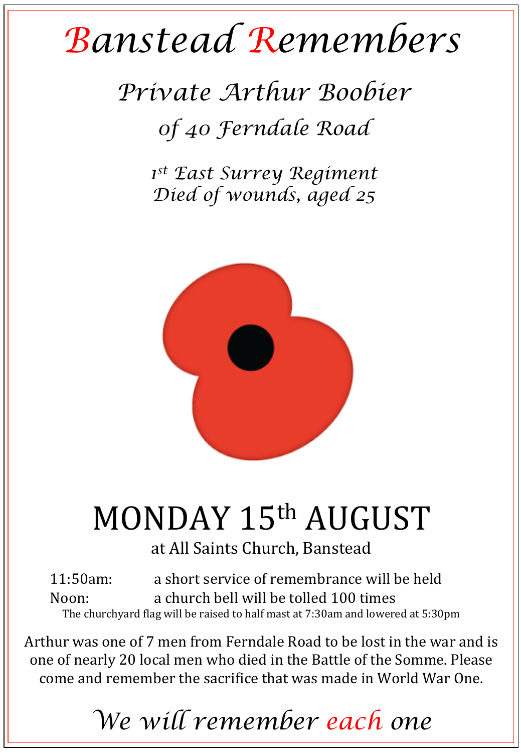# Banstead Remembers

## *Private Arthur Boobier*

### *of 40 Ferndale Road*

*1st East Surrey Regiment*
*Died of wounds, aged 25*

## MONDAY 15th AUGUST

at All Saints Church, Banstead

11:50am: a short service of remembrance will be held
Noon: a church bell will be tolled 100 times

The churchyard flag will be raised to half mast at 7:30am and lowered at 5:30pm

Arthur was one of 7 men from Ferndale Road to be lost in the war and is one of nearly 20 local men who died in the Battle of the Somme. Please come and remember the sacrifice that was made in World War One.

*We will remember each one*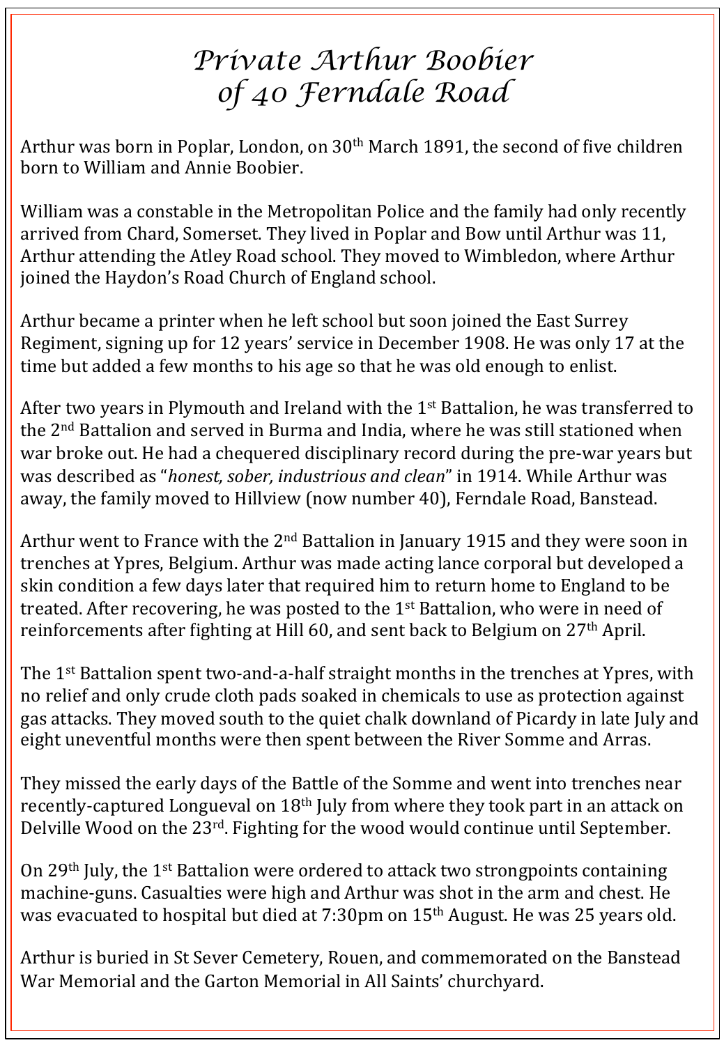# *Private Arthur Boobier of 40 Ferndale Road*

Arthur was born in Poplar, London, on 30th March 1891, the second of five children born to William and Annie Boobier.

William was a constable in the Metropolitan Police and the family had only recently arrived from Chard, Somerset. They lived in Poplar and Bow until Arthur was 11, Arthur attending the Atley Road school. They moved to Wimbledon, where Arthur joined the Haydon's Road Church of England school.

Arthur became a printer when he left school but soon joined the East Surrey Regiment, signing up for 12 years' service in December 1908. He was only 17 at the time but added a few months to his age so that he was old enough to enlist.

After two years in Plymouth and Ireland with the 1st Battalion, he was transferred to the 2nd Battalion and served in Burma and India, where he was still stationed when war broke out. He had a chequered disciplinary record during the pre-war years but was described as "*honest, sober, industrious and clean*" in 1914. While Arthur was away, the family moved to Hillview (now number 40), Ferndale Road, Banstead.

Arthur went to France with the 2nd Battalion in January 1915 and they were soon in trenches at Ypres, Belgium. Arthur was made acting lance corporal but developed a skin condition a few days later that required him to return home to England to be treated. After recovering, he was posted to the 1st Battalion, who were in need of reinforcements after fighting at Hill 60, and sent back to Belgium on 27th April.

The 1st Battalion spent two-and-a-half straight months in the trenches at Ypres, with no relief and only crude cloth pads soaked in chemicals to use as protection against gas attacks. They moved south to the quiet chalk downland of Picardy in late July and eight uneventful months were then spent between the River Somme and Arras.

They missed the early days of the Battle of the Somme and went into trenches near recently-captured Longueval on 18th July from where they took part in an attack on Delville Wood on the 23rd. Fighting for the wood would continue until September.

On 29th July, the 1st Battalion were ordered to attack two strongpoints containing machine-guns. Casualties were high and Arthur was shot in the arm and chest. He was evacuated to hospital but died at 7:30pm on 15th August. He was 25 years old.

Arthur is buried in St Sever Cemetery, Rouen, and commemorated on the Banstead War Memorial and the Garton Memorial in All Saints' churchyard.